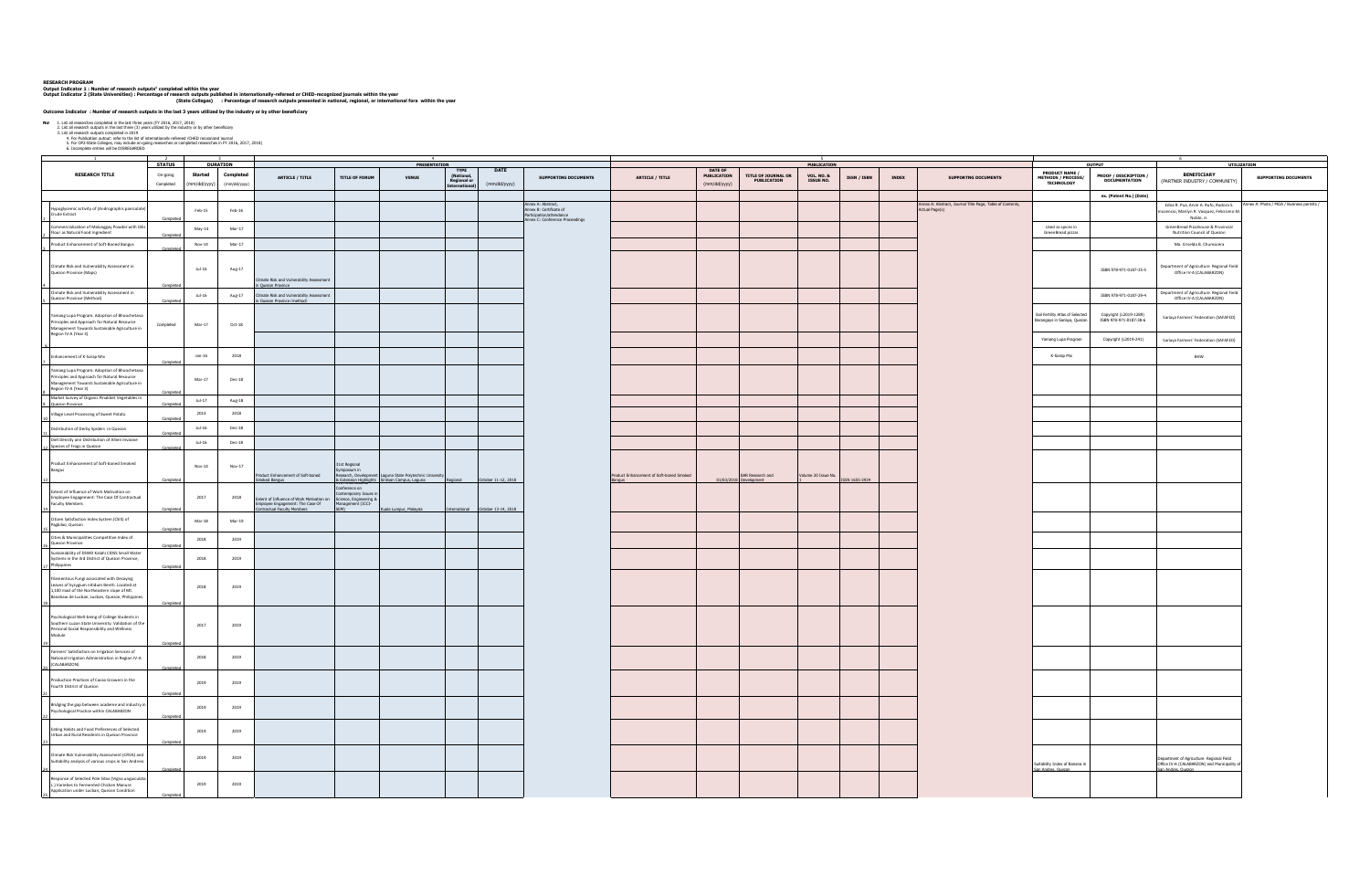**RESEARCH PROGRAM**
**Output Indicator 1 : Number of research outputs* completed within the year**
**Output Indicator 2 (State Universities) : Percentage of research outputs published in internationally-refereed or CHED-recognized journals within the year**
**(State Colleges) : Percentage of research outputs presented in national, regional, or international fora within the year**

**Outcome Indicator : Number of research outputs in the last 3 years utilized by the industry or by other beneficiary**

**Not**
1. List all researches completed in the last three years (FY 2016, 2017, 2018)
2. List all research outputs in the last three (3) years utilized by the industry or by other beneficiary
3. List all research outputs completed in 2019
4. For Publication output: refer to the list of internationale refereed /CHED recognized Journal
5. For OPS-State Colleges, may include on-going researches or completed researches in FY 2016, 2017, 2018)
6. Incomplete entries will be DISREGARDED

| 1 | 2 | 3 | | 4 | | | | | | 5 | | | | | | | | 6 | | | |
|---|---|---|---|---|---|---|---|---|---|---|---|---|---|---|---|---|---|---|---|---|---|
| | STATUS | DURATION | | PRESENTATION | | | | | | PUBLICATION | | | | | | | | OUTPUT | | UTILIZATION | |
| RESEARCH TITLE | On-going / Completed | Started (mm/dd/yyyy) | Completed (mm/dd/yyyy) | ARTICLE / TITLE | TITLE OF FORUM | VENUE | TYPE (National, Regional or International) | DATE (mm/dd/yyyy) | SUPPORTING DOCUMENTS | ARTICLE / TITLE | DATE OF PUBLICATION (mm/dd/yyyy) | TITLE OF JOURNAL OR PUBLICATION | VOL. NO. & ISSUE NO. | ISSN / ISBN | INDEX | SUPPORTING DOCUMENTS | PRODUCT NAME / METHODS / PROCESS/ TECHNOLOGY | PROOF / DESCRIPTION / DOCUMENTATION | BENEFICIARY (PARTNER INDUSTRY / COMMUNITY) | SUPPORTING DOCUMENTS |
| | | | | | | | | | | | | | | | | | | ex. (Patent No.) (Date) | | |
| 1 Hypoglycemic activity of (Andrographis paniculata) Crude Extract | Completed | Feb-15 | Feb-16 | | | | | | Annex A: Abstract; Annex B: Certificate of Participation/Attendance Annex C: Conference Proceedings | | | | | | | Annex A: Abstract, Journal Title Page, Table of Contents, Actual Page(s) | | | Edna R. Pua, Alvin A. Rufo, Rodora S. Inocencio, Marilyn B. Vasquez, Felicisima M. Noble, Jr. | Annex A: Photo / MOA / Business permits / |
| 2 Commercialization of Malunggay Powder with Oko Flour as Natural Food Ingredient | Completed | May-14 | Mar-17 | | | | | | | | | | | | | | Used as spices in Greenbread pizzas | | Greenbread Pizzahouse & Provincial Nutrition Council of Quezon | |
| 3 Product Enhancement of Soft-Boned Bangus | Completed | Nov-14 | Mar-17 | | | | | | | | | | | | | | | | Ma. Crisnilda B. Churrascos | |
| 4 Climate Risk and Vulnerability Assessment in Quezon Province (Maps) | Completed | Jul-16 | Aug-17 | Climate Risk and Vulnerability Assessment in Quezon Province | | | | | | | | | | | | | | ISBN 978-971-0187-25-5 | Department of Agriculture Regional Field Office IV-A (CALABARZON) | |
| 5 Climate Risk and Vulnerability Assessment in Quezon Province (Method) | Completed | Jul-16 | Aug-17 | Climate Risk and Vulnerability Assessment in Quezon Province (method) | | | | | | | | | | | | | | ISBN 978-971-0187-29-4 | Department of Agriculture Regional Field Office IV-A (CALABARZON) | |
| 6 Yamang Lupa Program: Adoption of Bhoochetana Principles and Approach for Natural Resource Management Towards Sustainable Agriculture in Region IV-A (Year II) | Completed | Mar-17 | Oct-18 | | | | | | | | | | | | | | Soil Fertility Atlas of Selected Barangays in Sariaya, Quezon | Copyright (L2019-1269) ISBN 978-971-0187-38-6 | Sariaya Farmers' Federation (SAFAFED) | |
| | | | | | | | | | | | | | | | | | Yamang Lupa Program | Copyright (L2019-241) | Sariaya Farmers' Federation (SAFAFED) | |
| 7 Enhancement of K-Sarap Mix | Completed | Jan-16 | 2018 | | | | | | | | | | | | | | K-Sarap Mix | | BHW | |
| 8 Yamang Lupa Program: Adoption of Bhoochetana Principles and Approach for Natural Resource Management Towards Sustainable Agriculture in Region IV-A (Year II) | Completed | Mar-17 | Dec-18 | | | | | | | | | | | | | | | | | |
| 9 Market Survey of Organic Produced Vegetables in Quezon Province | Completed | Jul-17 | Aug-18 | | | | | | | | | | | | | | | | | |
| 10 Village Level Processing of Sweet Potato | Completed | 2013 | 2018 | | | | | | | | | | | | | | | | | |
| 11 Distribution of Derby Spiders in Quezon | Completed | Jul-16 | Dec-18 | | | | | | | | | | | | | | | | | |
| 12 Diet Diversity and Distribution of Alien Invasive Species of Frogs in Quezon | Completed | Jul-16 | Dec-18 | | | | | | | | | | | | | | | | | |
| 13 Product Enhancement of Soft-boned Smoked Bangus | Completed | Nov-14 | Nov-17 | Product Enhancement of Soft-boned Smoked Bangus | 21st Regional Symposium in Research, Development & Extension Highlights | Laguna State Polytechnic University Siniloan Campus, Laguna | Regional | October 11-12, 2018 | | Product Enhancement of Soft-boned Smoked Bangus | 01/03/2018 | SMR Research and Development | Volume 20 Issue No. 1 | ISSN 1655-2814 | | | | | | |
| 14 Extent of Influence of Work Motivation on Employee Engagement: The Case Of Contractual Faculty Members | Completed | 2017 | 2018 | Extent of Influence of Work Motivation on Employee Engagement: The Case Of Contractual Faculty Members | Conference on Contemporary Issues in Science, Engineering & Management (CCI-SEM) | Kuala Lumpur, Malaysia | International | October 13-14, 2018 | | | | | | | | | | | | |
| 15 Citizen Satisfaction Index System (CSIS) of Pagbilao, Quezon | Completed | Mar-18 | Mar-19 | | | | | | | | | | | | | | | | | |
| 16 Cities & Municipalities Competitive Index of Quezon Province | Completed | 2018 | 2019 | | | | | | | | | | | | | | | | | |
| 17 Sustainability of DSWD Kalahi CIDSS Small Water Systems in the 3rd District of Quezon Province, Philippines | Completed | 2018 | 2019 | | | | | | | | | | | | | | | | | |
| 18 Filamentous Fungi associated with Decaying Leaves of Syzygium nitidum Benth. Located at 1,100 masl of the Northeastern slope of Mt. Banahaw de Lucban, Lucban, Quezon, Philippines | Completed | 2018 | 2019 | | | | | | | | | | | | | | | | | |
| 19 Psychological Well-being of College Students in Southern Luzon State University: Validation of the Personal-Social Responsibility and Wellness Module | Completed | 2017 | 2019 | | | | | | | | | | | | | | | | | |
| 20 Farmers' Satisfaction on Irrigation Services of National Irrigation Administration in Region IV-A (CALABARZON) | Completed | 2018 | 2019 | | | | | | | | | | | | | | | | | |
| 21 Production Practices of Cacao Growers in the Fourth District of Quezon | Completed | 2019 | 2019 | | | | | | | | | | | | | | | | | |
| 22 Bridging the gap between academe and industry in Psychological Practice within CALABARZON | Completed | 2019 | 2019 | | | | | | | | | | | | | | | | | |
| 23 Eating Habits and Food Preferences of Selected Urban and Rural Residents in Quezon Province | Completed | 2019 | 2019 | | | | | | | | | | | | | | | | | |
| 24 Climate Risk Vulnerability Assessment (CRVA) and Suitability analysis of various crops in San Andres | Completed | 2019 | 2019 | | | | | | | | | | | | | | Suitability Index of Banana in San Andres, Quezon | | Department of Agriculture Regional Field Office IV-A (CALABARZON) and Municipality of San Andres, Quezon | |
| 25 Response of Selected Pole Sitao (Vigna unguiculata L.) Varieties to Fermented Chicken Manure Application under Lucban, Quezon Condition | Completed | 2019 | 2019 | | | | | | | | | | | | | | | | | |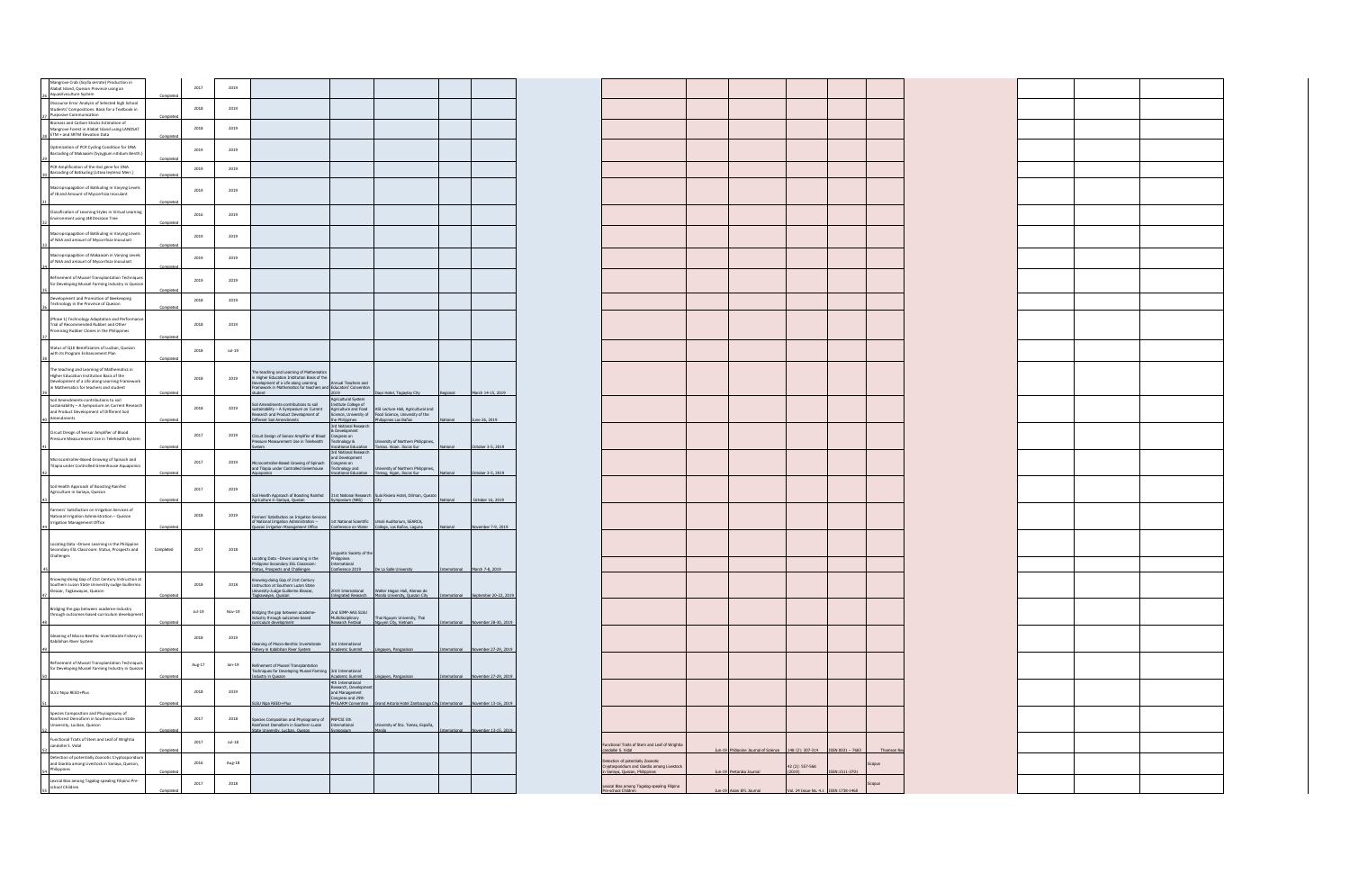| No. | Title | Status | Start | End | Title of Paper Presented | Conference | Venue | Level | Date | Title of Published Paper | Date | Journal | Vol./Issue/Pages | ISSN | Indexing |
|---|---|---|---|---|---|---|---|---|---|---|---|---|---|---|---|
| 26 | Mangrove Crab (Scylla serrata) Production in Alabat Island, Quezon Province using an Aquasilviculture System | Completed | 2017 | 2019 | | | | | | | | | | | |
| 27 | Discourse Error Analysis of Selected High School Students' Compositions: Basis for a Textbook in Purposive Communication | Completed | 2018 | 2019 | | | | | | | | | | | |
| 28 | Biomass and Carbon Stocks Estimation of Mangrove Forest in Alabat Island using LANDSAT ETM + and SRTM Elevation Data | Completed | 2018 | 2019 | | | | | | | | | | | |
| 29 | Optimization of PCR Cycling Condition for DNA Barcoding of Makaasim (Syzygium nitidum Benth.) | Completed | 2019 | 2019 | | | | | | | | | | | |
| 30 | PCR Amplification of the rbcl gene for DNA Barcoding of Batikuling (Litsea leytensis Merr.) | Completed | 2019 | 2019 | | | | | | | | | | | |
| 31 | Macropropagation of Batikuling in Varying Levels of IB and Amount of Mycorrhiza Inoculant | Completed | 2019 | 2019 | | | | | | | | | | | |
| 32 | Classification of Learning Styles in Virtual Learning Environment using J48 Decision Tree | Completed | 2016 | 2019 | | | | | | | | | | | |
| 33 | Macropropagation of Batikuling in Varying Levels of NAA and amount of Mycorrhiza Inoculant | Completed | 2019 | 2019 | | | | | | | | | | | |
| 34 | Macropropagation of Makaasim in Varying Levels of NAA and amount of Mycorrhiza Inoculant | Completed | 2019 | 2019 | | | | | | | | | | | |
| 35 | Refinement of Mussel Transplantation Techniques for Developing Mussel Farming Industry in Quezon | Completed | 2019 | 2019 | | | | | | | | | | | |
| 36 | Development and Promotion of Beekeeping Technology in the Province of Quezon | Completed | 2018 | 2019 | | | | | | | | | | | |
| 37 | (Phase 1) Technology Adaptation and Performance Trial of Recommended Rubber and Other Promising Rubber Clones in the Philippines | Completed | 2018 | 2019 | | | | | | | | | | | |
| 38 | Status of 4Ps Beneficiaries of Lucban, Quezon with its Program Enhancement Plan | Completed | 2018 | Jul-19 | | | | | | | | | | | |
| 39 | The teaching and Learning of Mathematics in Higher Education Institution Basis of the Development of a Life-along Learning Framework in Mathematics for teachers and student | Completed | 2018 | 2019 | The teaching and Learning of Mathematics in Higher Education Institution Basis of the Development of a Life-along Learning Framework in Mathematics for teachers and student | Annual Teachers and Educators' Convention 2019 | Days Hotel, Tagaytay City | Regional | March 14-15, 2019 | | | | | | |
| 40 | Soil Amendments-contributions to soil sustainability – A Symposium on Current Research and Product Development of Different Soil Amendments | Completed | 2018 | 2019 | Soil Amendments-contributions to soil sustainability – A Symposium on Current Research and Product Development of Different Soil Amendments | Agricultural System Institute College of Agriculture and Food Science, University of the Philippines | ASI Lecture Hall, Agricultural and Food Science, University of the Philippines Los Baños | National | June 26, 2019 | | | | | | |
| 41 | Circuit Design of Sensor Amplifier of Blood Pressure Measurement Use in Telehealth System | Completed | 2017 | 2019 | Circuit Design of Sensor Amplifier of Blood Pressure Measurement Use in Telehealth System | 3rd National Research & Development Congress on Technology & Vocational Education | University of Northern Philippines, Tamag, Vigan, Ilocos Sur | National | October 3-5, 2019 | | | | | | |
| 42 | Microcontroller-Based Growing of Spinach and Tilapia under Controlled Greenhouse Aquaponics | Completed | 2017 | 2019 | Microcontroller-Based Growing of Spinach and Tilapia under Controlled Greenhouse Aquaponics | 3rd National Research and Development Congress on Technology and Vocational Education | University of Northern Philippines, Tamag, Vigan, Ilocos Sur | National | October 3-5, 2019 | | | | | | |
| 43 | Soil Health Approach of Boosting Rainfed Agriculture in Sariaya, Quezon | Completed | 2017 | 2019 | Soil Health Approach of Boosting Rainfed Agriculture in Sariaya, Quezon | 31st National Research Symposium (NRS) | Sulo Riviera Hotel, Diliman, Quezon City | National | October 16, 2019 | | | | | | |
| 44 | Farmers' Satisfaction on Irrigation Services of National Irrigation Administration – Quezon Irrigation Management Office | Completed | 2018 | 2019 | Farmers' Satisfaction on Irrigation Services of National Irrigation Administration – Quezon Irrigation Management Office | 1st National Scientific Conference on Water | Umali Auditorium, SEARCA, College, Los Baños, Laguna | National | November 7-9, 2019 | | | | | | |
| 45 | Locating Data –Driven Learning in the Philippine Secondary ESL Classroom: Status, Prospects and Challenges | Completed | 2017 | 2018 | Locating Data –Driven Learning in the Philippine Secondary ESL Classroom: Status, Prospects and Challenges | Linguistic Society of the Philippines International Conference 2019 | De La Salle University | International | March 7-8, 2019 | | | | | | |
| 47 | Knowing-doing Gap of 21st Century Instruction at Southern Luzon State University-Judge Guillermo Eleazar, Tagkawayan, Quezon | Completed | 2018 | 2018 | Knowing-doing Gap of 21st Century Instruction at Southern Luzon State University-Judge Guillermo Eleazar, Tagkawayan, Quezon | 2019 International Integrated Research | Walter Hagan Hall, Ateneo de Manila University, Quezon City | International | September 20-22, 2019 | | | | | | |
| 48 | Bridging the gap between academe-industry through outcomes-based curriculum development | Completed | Jul-19 | Nov-19 | Bridging the gap between academe-industry through outcomes-based curriculum development | 2nd IUMP-AASI SLSU Multidisciplinary Research Festival | Thai Nguyen University, Thai Nguyen City, Vietnam | International | November 28-30, 2019 | | | | | | |
| 49 | Gleaning of Macro-Benthic Invertebrate Fishery in Kabilohan River System | Completed | 2018 | 2019 | Gleaning of Macro-Benthic Invertebrate Fishery in Kabilohan River System | 3rd International Academic Summit | Lingayen, Pangasinan | International | November 27-29, 2019 | | | | | | |
| 50 | Refinement of Mussel Transplantation Techniques for Developing Mussel Farming Industry in Quezon | Completed | Aug-17 | Jan-19 | Refinement of Mussel Transplantation Techniques for Developing Mussel Farming Industry in Quezon | 3rd International Academic Summit | Lingayen, Pangasinan | International | November 27-29, 2019 | | | | | | |
| 51 | SLSU Nipa REED+Plus | Completed | 2018 | 2019 | SLSU Nipa REED+Plus | 4th International Research, Development and Management Congress and 29th PHILARM Convention | Grand Astoria Hotel Zamboanga City | International | November 13-16, 2019 | | | | | | |
| 52 | Species Composition and Physiognomy of Rainforest Demoform in Southern Luzon State University, Lucban, Quezon | Completed | 2017 | 2018 | Species Composition and Physiognomy of Rainforest Demoform in Southern Luzon State University, Lucban, Quezon | PNPCSE 5th International Symposium | University of Sto. Tomas, España, Manila | International | November 13-15, 2019 | | | | | | |
| 53 | Functional Traits of Stem and Leaf of Wrightia candollei S. Vidal | Completed | 2017 | Jul-18 | | | | | | Functional Traits of Stem and Leaf of Wrightia candollei S. Vidal | Jun-19 | Philippine Journal of Science | 148 (2): 307-314 | ISSN 0031 – 7683 | Thomson Reu |
| 54 | Detection of potentially Zoonotic Cryptosporidium and Giardia among Livestock in Sariaya, Quezon, Philippines | Completed | 2016 | Aug-18 | | | | | | Detection of potentially Zoonotic Cryptosporidium and Giardia among Livestock in Sariaya, Quezon, Philippines | Jun-19 | Pertanika Journal | 42 (2): 557-568 (2019) | ISSN:1511-3701 | Scopus |
| 55 | Lexical Bias among Tagalog-speaking Filipino Pre-school Children | Completed | 2017 | 2018 | | | | | | Lexical Bias among Tagalog-speaking Filipino Pre-school Children | Jun-19 | Asian EFL Journal | Vol. 24 Issue No. 4.1 | ISSN 1738-1460 | Scopus |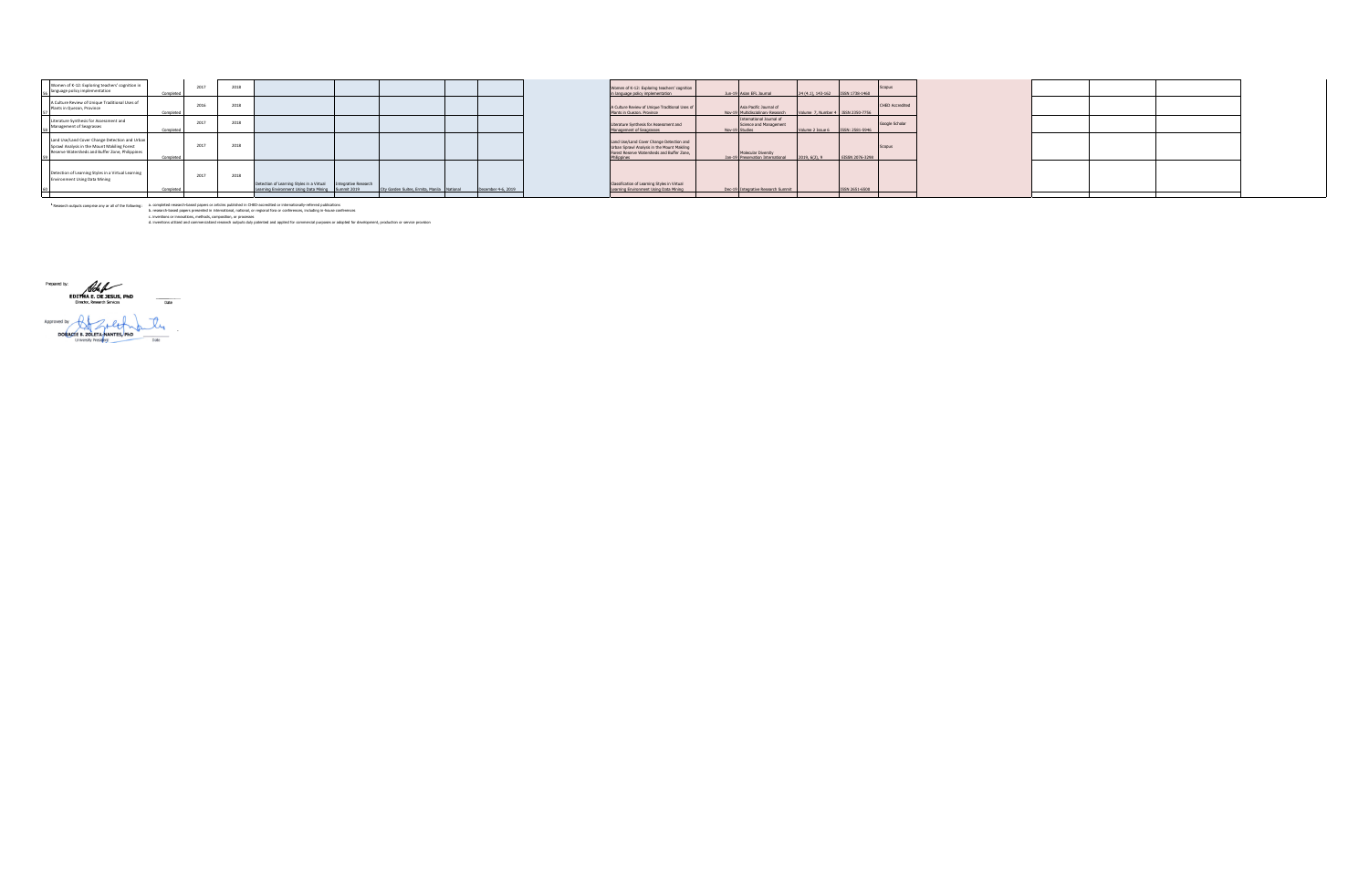| | | | | | | | | | | | | | | | | | | | | | | |
|---|---|---|---|---|---|---|---|---|---|---|---|---|---|---|---|---|---|---|---|---|---|---|
| 56 | Women of K-12: Exploring teachers' cognition in language policy implementation | Completed | 2017 | 2018 | | | | | | | Women of K-12: Exploring teachers' cognition in language policy implementation | Jun-19 | Asian EFL Journal | 24 (4.1), 143-162 | ISSN 1738-1460 | Scopus | | | | | | |
| 57 | A Culture Review of Unique Traditional Uses of Plants in Quezon, Province | Completed | 2016 | 2018 | | | | | | | A Culture Review of Unique Traditional Uses of Plants in Quezon, Province | Nov-19 | Asia Pacific Journal of Multidisciplinary Research | Volume 7, Number 4 | ISSN 2350-7756 | CHED Accredited | | | | | | |
| 58 | Literature Synthesis for Assessment and Management of Seagrasses | Completed | 2017 | 2018 | | | | | | | Literature Synthesis for Assessment and Management of Seagrasses | Nov-19 | International Journal of Science and Management Studies | Volume 2 Issue 6 | ISSN: 2581-5946 | Google Scholar | | | | | | |
| 59 | Land Use/Land Cover Change Detection and Urban Sprawl Analysis in the Mount Makiling Forest Reserve Watersheds and Buffer Zone, Philippines | Completed | 2017 | 2018 | | | | | | | Land Use/Land Cover Change Detection and Urban Sprawl Analysis in the Mount Makiling Forest Reserve Watersheds and Buffer Zone, Philippines | Jan-19 | Molecular Diversity Preservation International | 2019, 6(2), 9 | EISSN 2076-3298 | Scopus | | | | | | |
| 60 | Detection of Learning Styles in a Virtual Learning Environment Using Data Mining | Completed | 2017 | 2018 | Detection of Learning Styles in a Virtual Learning Environment Using Data Mining | Integrative Research Summit 2019 | City Garden Suites, Ermita, Manila | National | December 4-6, 2019 | | Classification of Learning Styles in Virtual Learning Environment Using Data Mining | Dec-19 | Integrative Research Summit | | ISSN 2651-6608 | | | | | | | |

* Research outputs comprise any or all of the following : a. completed research-based papers or articles published in CHED-accredited or internationally-refereed publications
b. research-based papers presented in international, national, or regional fora or conferences, including in-house conferences
c. inventions or innovations, methods, composition, or processes
d. inventions utilized and commercialized research outputs duly patented and applied for commercial purposes or adopted for development, production or service provision

Prepared by:

**EDITHA E. DE JESUS, PhD**
Director, Research Services

Date

Approved by:

**DORACIE B. ZOLETA-NANTES, PhD**
University President

Date